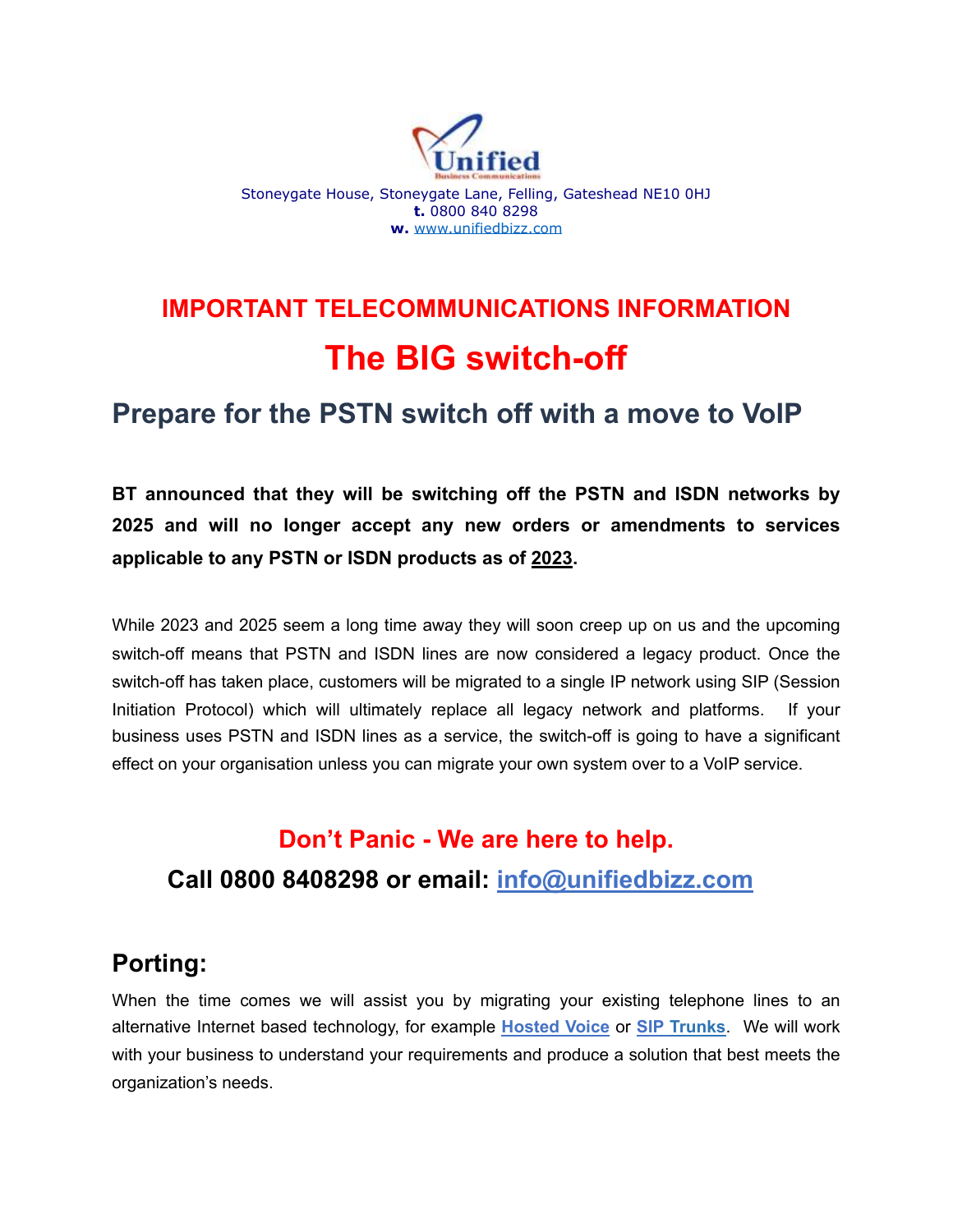Stoneygate House, Stoneygate Lane, Felling, Gateshead NE10 0HJ
**t.** 0800 840 8298
**w.** www.unifiedbizz.com

# IMPORTANT TELECOMMUNICATIONS INFORMATION

# The BIG switch-off

## Prepare for the PSTN switch off with a move to VoIP

**BT announced that they will be switching off the PSTN and ISDN networks by 2025 and will no longer accept any new orders or amendments to services applicable to any PSTN or ISDN products as of 2023.**

While 2023 and 2025 seem a long time away they will soon creep up on us and the upcoming switch-off means that PSTN and ISDN lines are now considered a legacy product. Once the switch-off has taken place, customers will be migrated to a single IP network using SIP (Session Initiation Protocol) which will ultimately replace all legacy network and platforms. If your business uses PSTN and ISDN lines as a service, the switch-off is going to have a significant effect on your organisation unless you can migrate your own system over to a VoIP service.

**Don't Panic - We are here to help.**

**Call 0800 8408298 or email: info@unifiedbizz.com**

## Porting:

When the time comes we will assist you by migrating your existing telephone lines to an alternative Internet based technology, for example **Hosted Voice** or **SIP Trunks**. We will work with your business to understand your requirements and produce a solution that best meets the organization's needs.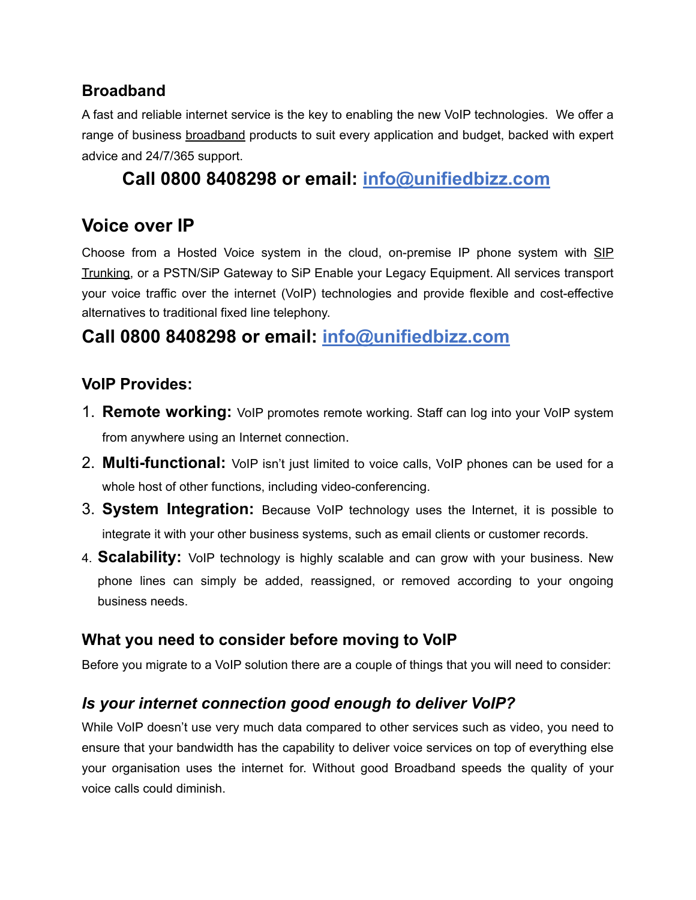## Broadband

A fast and reliable internet service is the key to enabling the new VoIP technologies. We offer a range of business broadband products to suit every application and budget, backed with expert advice and 24/7/365 support.

**Call 0800 8408298 or email: [info@unifiedbizz.com](mailto:info@unifiedbizz.com)**

## Voice over IP

Choose from a Hosted Voice system in the cloud, on-premise IP phone system with SIP Trunking, or a PSTN/SiP Gateway to SiP Enable your Legacy Equipment. All services transport your voice traffic over the internet (VoIP) technologies and provide flexible and cost-effective alternatives to traditional fixed line telephony.

**Call 0800 8408298 or email: [info@unifiedbizz.com](mailto:info@unifiedbizz.com)**

### VoIP Provides:

1. **Remote working:** VoIP promotes remote working. Staff can log into your VoIP system from anywhere using an Internet connection.
2. **Multi-functional:** VoIP isn't just limited to voice calls, VoIP phones can be used for a whole host of other functions, including video-conferencing.
3. **System Integration:** Because VoIP technology uses the Internet, it is possible to integrate it with your other business systems, such as email clients or customer records.
4. **Scalability:** VoIP technology is highly scalable and can grow with your business. New phone lines can simply be added, reassigned, or removed according to your ongoing business needs.

### What you need to consider before moving to VoIP

Before you migrate to a VoIP solution there are a couple of things that you will need to consider:

### *Is your internet connection good enough to deliver VoIP?*

While VoIP doesn't use very much data compared to other services such as video, you need to ensure that your bandwidth has the capability to deliver voice services on top of everything else your organisation uses the internet for. Without good Broadband speeds the quality of your voice calls could diminish.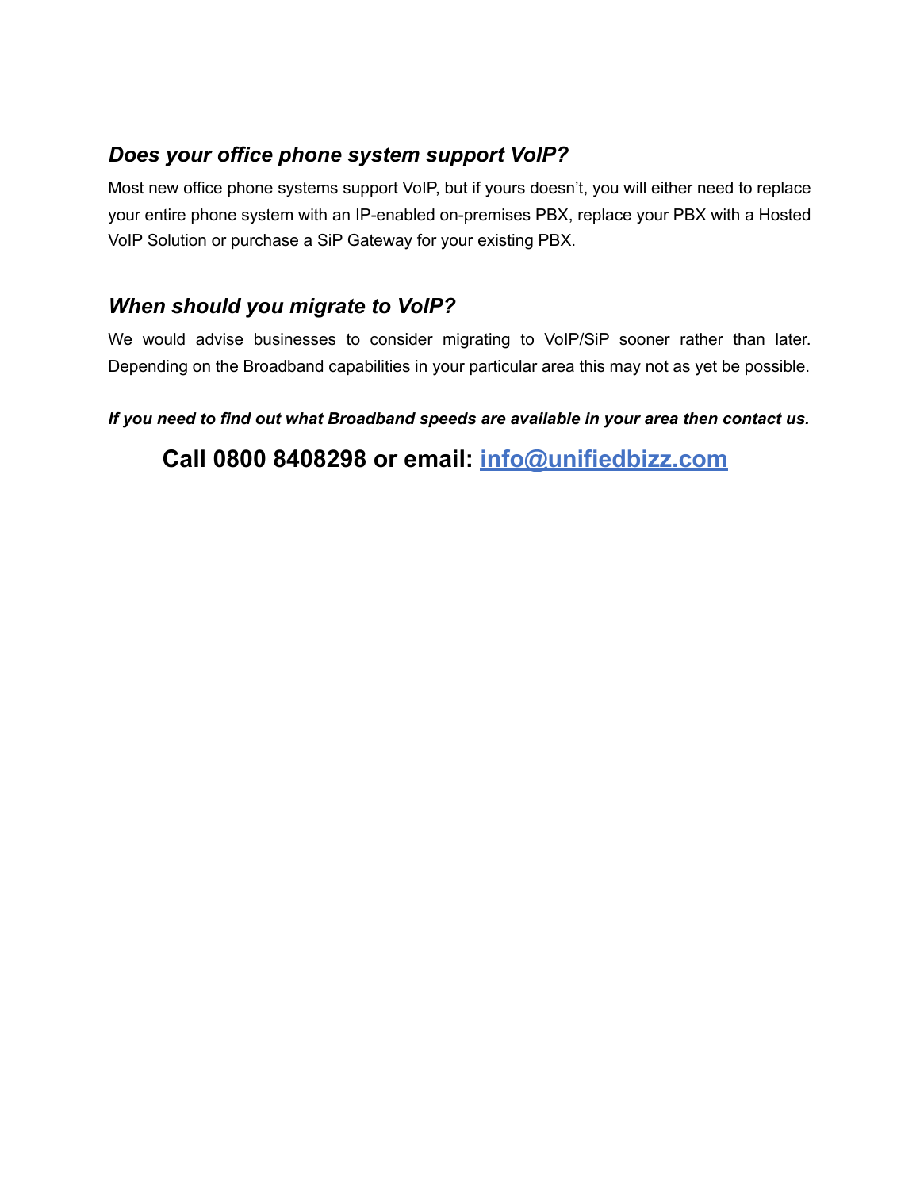### *Does your office phone system support VoIP?*

Most new office phone systems support VoIP, but if yours doesn't, you will either need to replace your entire phone system with an IP-enabled on-premises PBX, replace your PBX with a Hosted VoIP Solution or purchase a SiP Gateway for your existing PBX.

### *When should you migrate to VoIP?*

We would advise businesses to consider migrating to VoIP/SiP sooner rather than later. Depending on the Broadband capabilities in your particular area this may not as yet be possible.

***If you need to find out what Broadband speeds are available in your area then contact us.***

**Call 0800 8408298 or email: [info@unifiedbizz.com](mailto:info@unifiedbizz.com)**